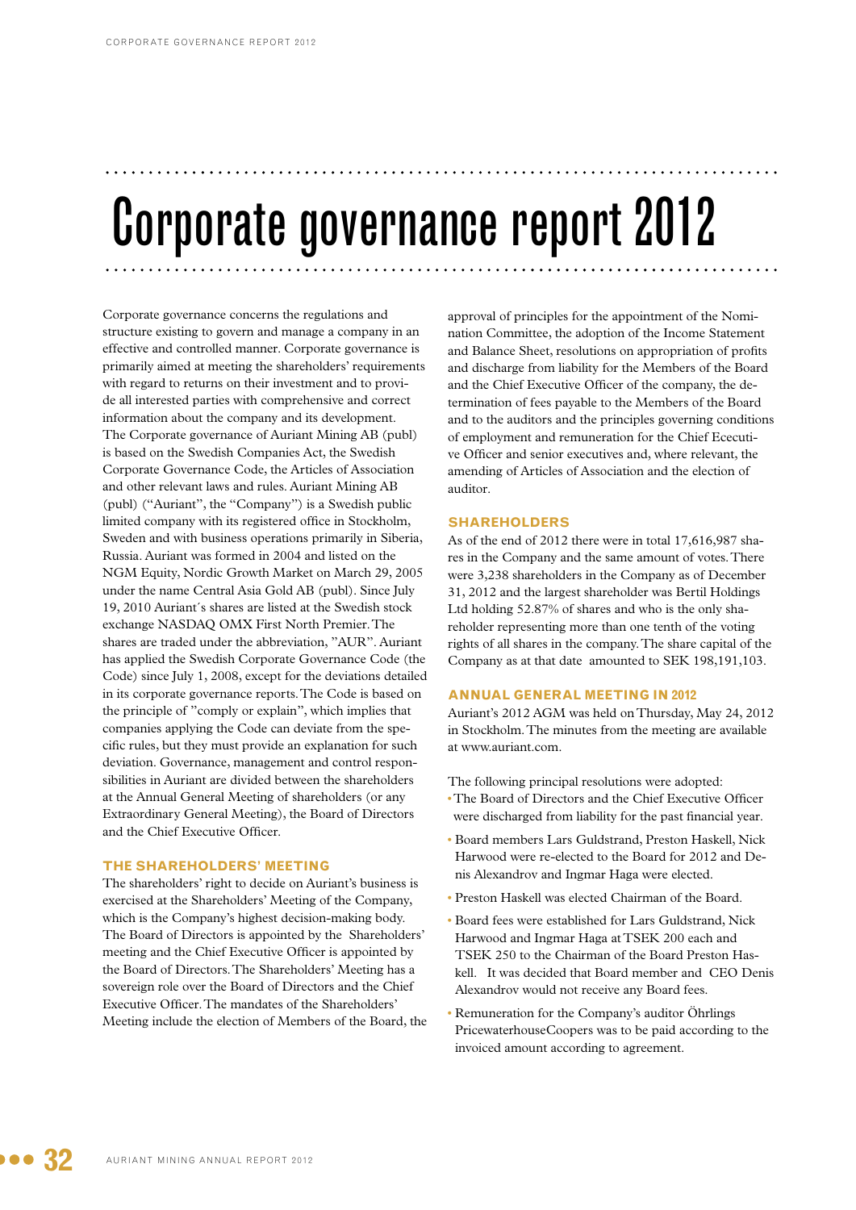# Corporate governance report 2012

Corporate governance concerns the regulations and structure existing to govern and manage a company in an effective and controlled manner. Corporate governance is primarily aimed at meeting the shareholders' requirements with regard to returns on their investment and to provide all interested parties with comprehensive and correct information about the company and its development. The Corporate governance of Auriant Mining AB (publ) is based on the Swedish Companies Act, the Swedish Corporate Governance Code, the Articles of Association and other relevant laws and rules. Auriant Mining AB (publ) ("Auriant", the "Company") is a Swedish public limited company with its registered office in Stockholm, Sweden and with business operations primarily in Siberia, Russia. Auriant was formed in 2004 and listed on the NGM Equity, Nordic Growth Market on March 29, 2005 under the name Central Asia Gold AB (publ). Since July 19, 2010 Auriant´s shares are listed at the Swedish stock exchange NASDAQ OMX First North Premier. The shares are traded under the abbreviation, "AUR". Auriant has applied the Swedish Corporate Governance Code (the Code) since July 1, 2008, except for the deviations detailed in its corporate governance reports. The Code is based on the principle of "comply or explain", which implies that companies applying the Code can deviate from the specific rules, but they must provide an explanation for such deviation. Governance, management and control responsibilities in Auriant are divided between the shareholders at the Annual General Meeting of shareholders (or any Extraordinary General Meeting), the Board of Directors and the Chief Executive Officer.

### THE SHAREHOLDERS' MEETING

The shareholders' right to decide on Auriant's business is exercised at the Shareholders' Meeting of the Company, which is the Company's highest decision-making body. The Board of Directors is appointed by the Shareholders' meeting and the Chief Executive Officer is appointed by the Board of Directors. The Shareholders' Meeting has a sovereign role over the Board of Directors and the Chief Executive Officer. The mandates of the Shareholders' Meeting include the election of Members of the Board, the approval of principles for the appointment of the Nomination Committee, the adoption of the Income Statement and Balance Sheet, resolutions on appropriation of profits and discharge from liability for the Members of the Board and the Chief Executive Officer of the company, the determination of fees payable to the Members of the Board and to the auditors and the principles governing conditions of employment and remuneration for the Chief Executive Officer and senior executives and, where relevant, the amending of Articles of Association and the election of auditor.

### SHAREHOLDERS

As of the end of 2012 there were in total 17,616,987 shares in the Company and the same amount of votes. There were 3,238 shareholders in the Company as of December 31, 2012 and the largest shareholder was Bertil Holdings Ltd holding 52.87% of shares and who is the only shareholder representing more than one tenth of the voting rights of all shares in the company. The share capital of the Company as at that date amounted to SEK 198,191,103.

### ANNUAL GENERAL MEETING IN 2012

Auriant's 2012 AGM was held on Thursday, May 24, 2012 in Stockholm. The minutes from the meeting are available at www.auriant.com.

The following principal resolutions were adopted:

- The Board of Directors and the Chief Executive Officer were discharged from liability for the past financial year.
- Board members Lars Guldstrand, Preston Haskell, Nick Harwood were re-elected to the Board for 2012 and Denis Alexandrov and Ingmar Haga were elected.
- Preston Haskell was elected Chairman of the Board.
- Board fees were established for Lars Guldstrand, Nick Harwood and Ingmar Haga at TSEK 200 each and TSEK 250 to the Chairman of the Board Preston Haskell. It was decided that Board member and CEO Denis Alexandrov would not receive any Board fees.
- Remuneration for the Company's auditor Öhrlings PricewaterhouseCoopers was to be paid according to the invoiced amount according to agreement.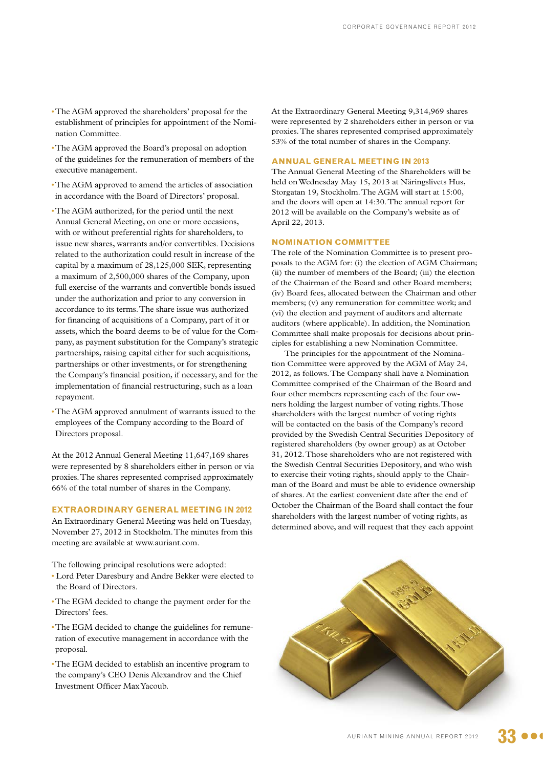- The AGM approved the shareholders' proposal for the establishment of principles for appointment of the Nomination Committee.
- The AGM approved the Board's proposal on adoption of the guidelines for the remuneration of members of the executive management.
- The AGM approved to amend the articles of association in accordance with the Board of Directors' proposal.
- The AGM authorized, for the period until the next Annual General Meeting, on one or more occasions, with or without preferential rights for shareholders, to issue new shares, warrants and/or convertibles. Decisions related to the authorization could result in increase of the capital by a maximum of 28,125,000 SEK, representing a maximum of 2,500,000 shares of the Company, upon full exercise of the warrants and convertible bonds issued under the authorization and prior to any conversion in accordance to its terms. The share issue was authorized for financing of acquisitions of a Company, part of it or assets, which the board deems to be of value for the Company, as payment substitution for the Company's strategic partnerships, raising capital either for such acquisitions, partnerships or other investments, or for strengthening the Company's financial position, if necessary, and for the implementation of financial restructuring, such as a loan repayment.
- The AGM approved annulment of warrants issued to the employees of the Company according to the Board of Directors proposal.

At the 2012 Annual General Meeting 11,647,169 shares were represented by 8 shareholders either in person or via proxies. The shares represented comprised approximately 66% of the total number of shares in the Company.

## EXTRAORDINARY GENERAL MEETING IN 2012

An Extraordinary General Meeting was held on Tuesday, November 27, 2012 in Stockholm. The minutes from this meeting are available at www.auriant.com.

The following principal resolutions were adopted:

- Lord Peter Daresbury and Andre Bekker were elected to the Board of Directors.
- The EGM decided to change the payment order for the Directors' fees.
- The EGM decided to change the guidelines for remuneration of executive management in accordance with the proposal.
- The EGM decided to establish an incentive program to the company's CEO Denis Alexandrov and the Chief Investment Officer Max Yacoub.

At the Extraordinary General Meeting 9,314,969 shares were represented by 2 shareholders either in person or via proxies. The shares represented comprised approximately 53% of the total number of shares in the Company.

## ANNUAL GENERAL MEETING IN 2013

The Annual General Meeting of the Shareholders will be held on Wednesday May 15, 2013 at Näringslivets Hus, Storgatan 19, Stockholm. The AGM will start at 15:00, and the doors will open at 14:30. The annual report for 2012 will be available on the Company's website as of April 22, 2013.

## NOMINATION COMMITTEE

The role of the Nomination Committee is to present proposals to the AGM for: (i) the election of AGM Chairman; (ii) the number of members of the Board; (iii) the election of the Chairman of the Board and other Board members; (iv) Board fees, allocated between the Chairman and other members; (v) any remuneration for committee work; and (vi) the election and payment of auditors and alternate auditors (where applicable). In addition, the Nomination Committee shall make proposals for decisions about principles for establishing a new Nomination Committee.

The principles for the appointment of the Nomination Committee were approved by the AGM of May 24, 2012, as follows. The Company shall have a Nomination Committee comprised of the Chairman of the Board and four other members representing each of the four owners holding the largest number of voting rights. Those shareholders with the largest number of voting rights will be contacted on the basis of the Company's record provided by the Swedish Central Securities Depository of registered shareholders (by owner group) as at October 31, 2012. Those shareholders who are not registered with the Swedish Central Securities Depository, and who wish to exercise their voting rights, should apply to the Chairman of the Board and must be able to evidence ownership of shares. At the earliest convenient date after the end of October the Chairman of the Board shall contact the four shareholders with the largest number of voting rights, as determined above, and will request that they each appoint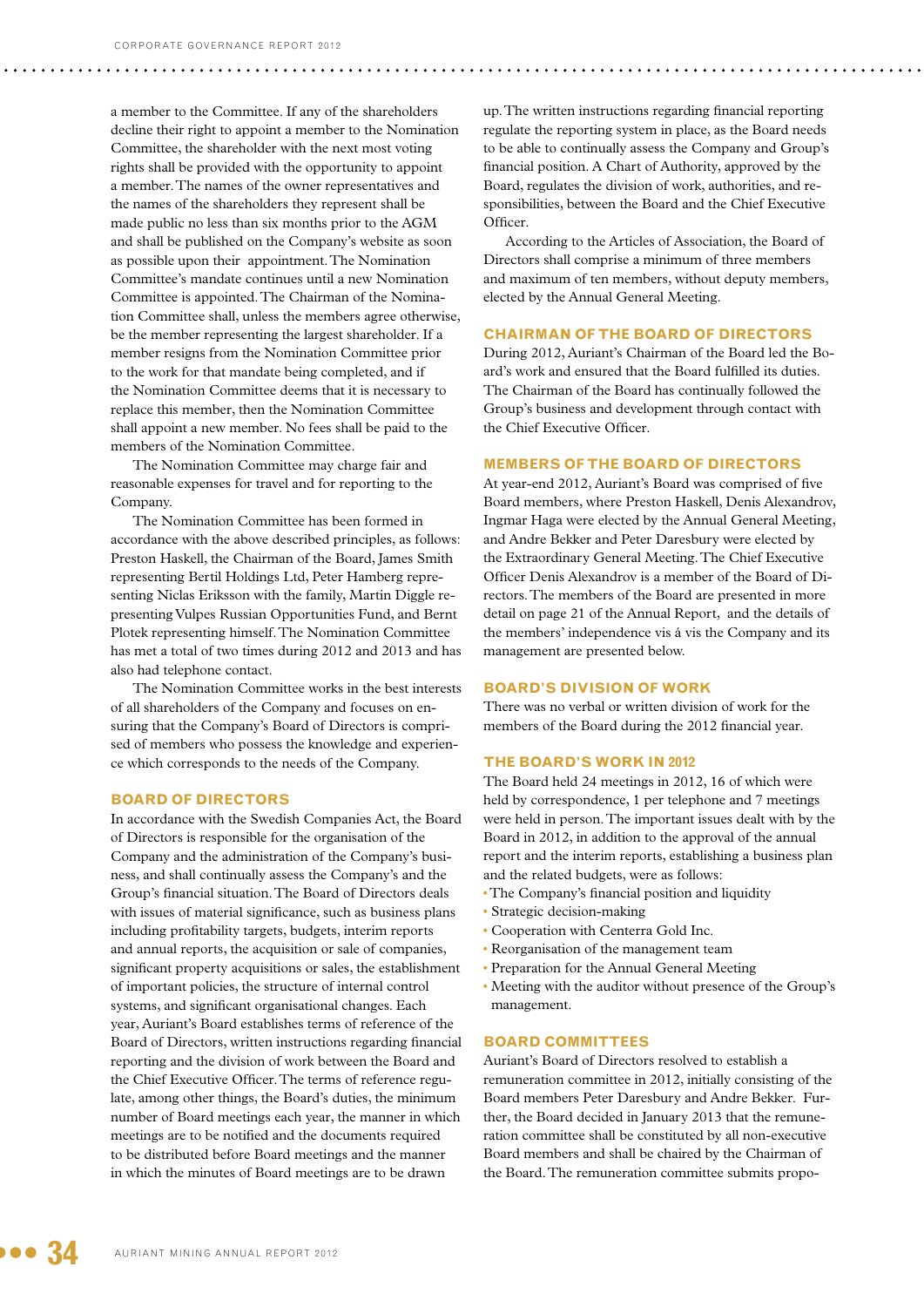a member to the Committee. If any of the shareholders decline their right to appoint a member to the Nomination Committee, the shareholder with the next most voting rights shall be provided with the opportunity to appoint a member. The names of the owner representatives and the names of the shareholders they represent shall be made public no less than six months prior to the AGM and shall be published on the Company's website as soon as possible upon their appointment. The Nomination Committee's mandate continues until a new Nomination Committee is appointed. The Chairman of the Nomination Committee shall, unless the members agree otherwise, be the member representing the largest shareholder. If a member resigns from the Nomination Committee prior to the work for that mandate being completed, and if the Nomination Committee deems that it is necessary to replace this member, then the Nomination Committee shall appoint a new member. No fees shall be paid to the members of the Nomination Committee.

The Nomination Committee may charge fair and reasonable expenses for travel and for reporting to the Company.

The Nomination Committee has been formed in accordance with the above described principles, as follows: Preston Haskell, the Chairman of the Board, James Smith representing Bertil Holdings Ltd, Peter Hamberg representing Niclas Eriksson with the family, Martin Diggle representing Vulpes Russian Opportunities Fund, and Bernt Plotek representing himself. The Nomination Committee has met a total of two times during 2012 and 2013 and has also had telephone contact.

The Nomination Committee works in the best interests of all shareholders of the Company and focuses on ensuring that the Company's Board of Directors is comprised of members who possess the knowledge and experience which corresponds to the needs of the Company.

## BOARD OF DIRECTORS

In accordance with the Swedish Companies Act, the Board of Directors is responsible for the organisation of the Company and the administration of the Company's business, and shall continually assess the Company's and the Group's financial situation. The Board of Directors deals with issues of material significance, such as business plans including profitability targets, budgets, interim reports and annual reports, the acquisition or sale of companies, significant property acquisitions or sales, the establishment of important policies, the structure of internal control systems, and significant organisational changes. Each year, Auriant's Board establishes terms of reference of the Board of Directors, written instructions regarding financial reporting and the division of work between the Board and the Chief Executive Officer. The terms of reference regulate, among other things, the Board's duties, the minimum number of Board meetings each year, the manner in which meetings are to be notified and the documents required to be distributed before Board meetings and the manner in which the minutes of Board meetings are to be drawn up. The written instructions regarding financial reporting regulate the reporting system in place, as the Board needs to be able to continually assess the Company and Group's financial position. A Chart of Authority, approved by the Board, regulates the division of work, authorities, and responsibilities, between the Board and the Chief Executive Officer.

According to the Articles of Association, the Board of Directors shall comprise a minimum of three members and maximum of ten members, without deputy members, elected by the Annual General Meeting.

## CHAIRMAN OF THE BOARD OF DIRECTORS

During 2012, Auriant's Chairman of the Board led the Board's work and ensured that the Board fulfilled its duties. The Chairman of the Board has continually followed the Group's business and development through contact with the Chief Executive Officer.

## MEMBERS OF THE BOARD OF DIRECTORS

At year-end 2012, Auriant's Board was comprised of five Board members, where Preston Haskell, Denis Alexandrov, Ingmar Haga were elected by the Annual General Meeting, and Andre Bekker and Peter Daresbury were elected by the Extraordinary General Meeting. The Chief Executive Officer Denis Alexandrov is a member of the Board of Directors. The members of the Board are presented in more detail on page 21 of the Annual Report, and the details of the members' independence vis á vis the Company and its management are presented below.

## BOARD'S DIVISION OF WORK

There was no verbal or written division of work for the members of the Board during the 2012 financial year.

## THE BOARD'S WORK IN 2012

The Board held 24 meetings in 2012, 16 of which were held by correspondence, 1 per telephone and 7 meetings were held in person. The important issues dealt with by the Board in 2012, in addition to the approval of the annual report and the interim reports, establishing a business plan and the related budgets, were as follows:

- The Company's financial position and liquidity
- Strategic decision-making
- Cooperation with Centerra Gold Inc.
- Reorganisation of the management team
- Preparation for the Annual General Meeting
- Meeting with the auditor without presence of the Group's management.

## BOARD COMMITTEES

Auriant's Board of Directors resolved to establish a remuneration committee in 2012, initially consisting of the Board members Peter Daresbury and Andre Bekker. Further, the Board decided in January 2013 that the remuneration committee shall be constituted by all non-executive Board members and shall be chaired by the Chairman of the Board. The remuneration committee submits propo-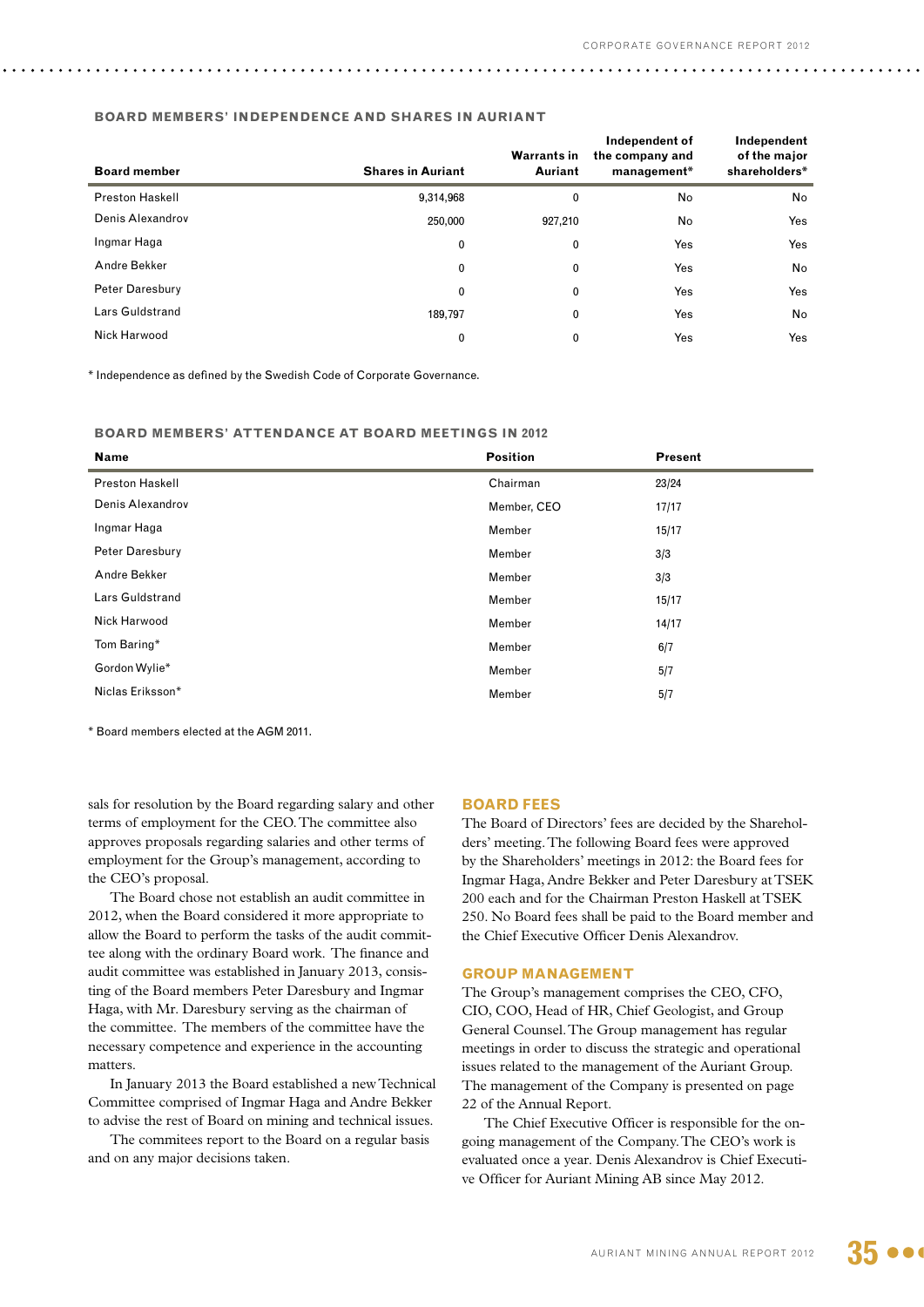## BOARD MEMBERS' INDEPENDENCE AND SHARES IN AURIANT

| Board member | Shares in Auriant | Warrants in Auriant | Independent of the company and management* | Independent of the major shareholders* |
|---|---|---|---|---|
| Preston Haskell | 9,314,968 | 0 | No | No |
| Denis Alexandrov | 250,000 | 927,210 | No | Yes |
| Ingmar Haga | 0 | 0 | Yes | Yes |
| Andre Bekker | 0 | 0 | Yes | No |
| Peter Daresbury | 0 | 0 | Yes | Yes |
| Lars Guldstrand | 189,797 | 0 | Yes | No |
| Nick Harwood | 0 | 0 | Yes | Yes |

\* Independence as defined by the Swedish Code of Corporate Governance.

## BOARD MEMBERS' ATTENDANCE AT BOARD MEETINGS IN 2012

| Name | Position | Present |
|---|---|---|
| Preston Haskell | Chairman | 23/24 |
| Denis Alexandrov | Member, CEO | 17/17 |
| Ingmar Haga | Member | 15/17 |
| Peter Daresbury | Member | 3/3 |
| Andre Bekker | Member | 3/3 |
| Lars Guldstrand | Member | 15/17 |
| Nick Harwood | Member | 14/17 |
| Tom Baring* | Member | 6/7 |
| Gordon Wylie* | Member | 5/7 |
| Niclas Eriksson* | Member | 5/7 |

\* Board members elected at the AGM 2011.

sals for resolution by the Board regarding salary and other terms of employment for the CEO. The committee also approves proposals regarding salaries and other terms of employment for the Group's management, according to the CEO's proposal.

The Board chose not establish an audit committee in 2012, when the Board considered it more appropriate to allow the Board to perform the tasks of the audit committee along with the ordinary Board work. The finance and audit committee was established in January 2013, consisting of the Board members Peter Daresbury and Ingmar Haga, with Mr. Daresbury serving as the chairman of the committee. The members of the committee have the necessary competence and experience in the accounting matters.

In January 2013 the Board established a new Technical Committee comprised of Ingmar Haga and Andre Bekker to advise the rest of Board on mining and technical issues.

The commitees report to the Board on a regular basis and on any major decisions taken.

## BOARD FEES

The Board of Directors' fees are decided by the Shareholders' meeting. The following Board fees were approved by the Shareholders' meetings in 2012: the Board fees for Ingmar Haga, Andre Bekker and Peter Daresbury at TSEK 200 each and for the Chairman Preston Haskell at TSEK 250. No Board fees shall be paid to the Board member and the Chief Executive Officer Denis Alexandrov.

## GROUP MANAGEMENT

The Group's management comprises the CEO, CFO, CIO, COO, Head of HR, Chief Geologist, and Group General Counsel. The Group management has regular meetings in order to discuss the strategic and operational issues related to the management of the Auriant Group. The management of the Company is presented on page 22 of the Annual Report.

The Chief Executive Officer is responsible for the ongoing management of the Company. The CEO's work is evaluated once a year. Denis Alexandrov is Chief Executive Officer for Auriant Mining AB since May 2012.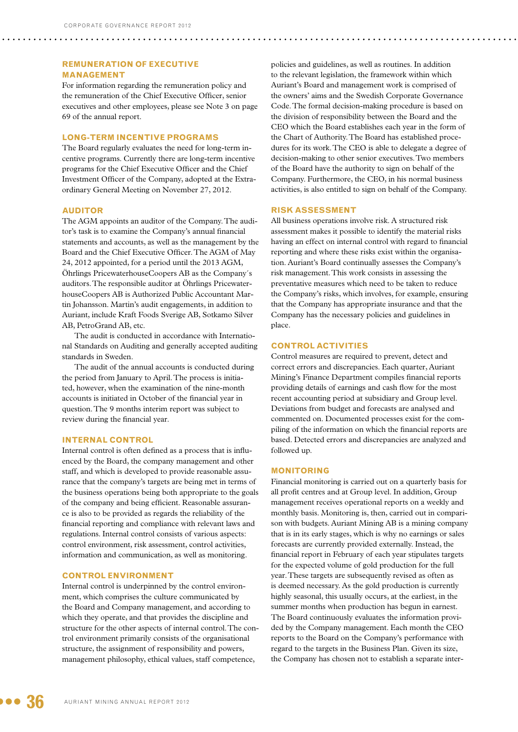## REMUNERATION OF EXECUTIVE MANAGEMENT

For information regarding the remuneration policy and the remuneration of the Chief Executive Officer, senior executives and other employees, please see Note 3 on page 69 of the annual report.

## LONG-TERM INCENTIVE PROGRAMS

The Board regularly evaluates the need for long-term incentive programs. Currently there are long-term incentive programs for the Chief Executive Officer and the Chief Investment Officer of the Company, adopted at the Extraordinary General Meeting on November 27, 2012.

## AUDITOR

The AGM appoints an auditor of the Company. The auditor's task is to examine the Company's annual financial statements and accounts, as well as the management by the Board and the Chief Executive Officer. The AGM of May 24, 2012 appointed, for a period until the 2013 AGM, Öhrlings PricewaterhouseCoopers AB as the Company´s auditors. The responsible auditor at Öhrlings PricewaterhouseCoopers AB is Authorized Public Accountant Martin Johansson. Martin's audit engagements, in addition to Auriant, include Kraft Foods Sverige AB, Sotkamo Silver AB, PetroGrand AB, etc.

The audit is conducted in accordance with International Standards on Auditing and generally accepted auditing standards in Sweden.

The audit of the annual accounts is conducted during the period from January to April. The process is initiated, however, when the examination of the nine-month accounts is initiated in October of the financial year in question. The 9 months interim report was subject to review during the financial year.

## INTERNAL CONTROL

Internal control is often defined as a process that is influenced by the Board, the company management and other staff, and which is developed to provide reasonable assurance that the company's targets are being met in terms of the business operations being both appropriate to the goals of the company and being efficient. Reasonable assurance is also to be provided as regards the reliability of the financial reporting and compliance with relevant laws and regulations. Internal control consists of various aspects: control environment, risk assessment, control activities, information and communication, as well as monitoring.

## CONTROL ENVIRONMENT

Internal control is underpinned by the control environment, which comprises the culture communicated by the Board and Company management, and according to which they operate, and that provides the discipline and structure for the other aspects of internal control. The control environment primarily consists of the organisational structure, the assignment of responsibility and powers, management philosophy, ethical values, staff competence, policies and guidelines, as well as routines. In addition to the relevant legislation, the framework within which Auriant's Board and management work is comprised of the owners' aims and the Swedish Corporate Governance Code. The formal decision-making procedure is based on the division of responsibility between the Board and the CEO which the Board establishes each year in the form of the Chart of Authority. The Board has established procedures for its work. The CEO is able to delegate a degree of decision-making to other senior executives. Two members of the Board have the authority to sign on behalf of the Company. Furthermore, the CEO, in his normal business activities, is also entitled to sign on behalf of the Company.

## RISK ASSESSMENT

All business operations involve risk. A structured risk assessment makes it possible to identify the material risks having an effect on internal control with regard to financial reporting and where these risks exist within the organisation. Auriant's Board continually assesses the Company's risk management. This work consists in assessing the preventative measures which need to be taken to reduce the Company's risks, which involves, for example, ensuring that the Company has appropriate insurance and that the Company has the necessary policies and guidelines in place.

## CONTROL ACTIVITIES

Control measures are required to prevent, detect and correct errors and discrepancies. Each quarter, Auriant Mining's Finance Department compiles financial reports providing details of earnings and cash flow for the most recent accounting period at subsidiary and Group level. Deviations from budget and forecasts are analysed and commented on. Documented processes exist for the compiling of the information on which the financial reports are based. Detected errors and discrepancies are analyzed and followed up.

## MONITORING

Financial monitoring is carried out on a quarterly basis for all profit centres and at Group level. In addition, Group management receives operational reports on a weekly and monthly basis. Monitoring is, then, carried out in comparison with budgets. Auriant Mining AB is a mining company that is in its early stages, which is why no earnings or sales forecasts are currently provided externally. Instead, the financial report in February of each year stipulates targets for the expected volume of gold production for the full year. These targets are subsequently revised as often as is deemed necessary. As the gold production is currently highly seasonal, this usually occurs, at the earliest, in the summer months when production has begun in earnest. The Board continuously evaluates the information provided by the Company management. Each month the CEO reports to the Board on the Company's performance with regard to the targets in the Business Plan. Given its size, the Company has chosen not to establish a separate inter-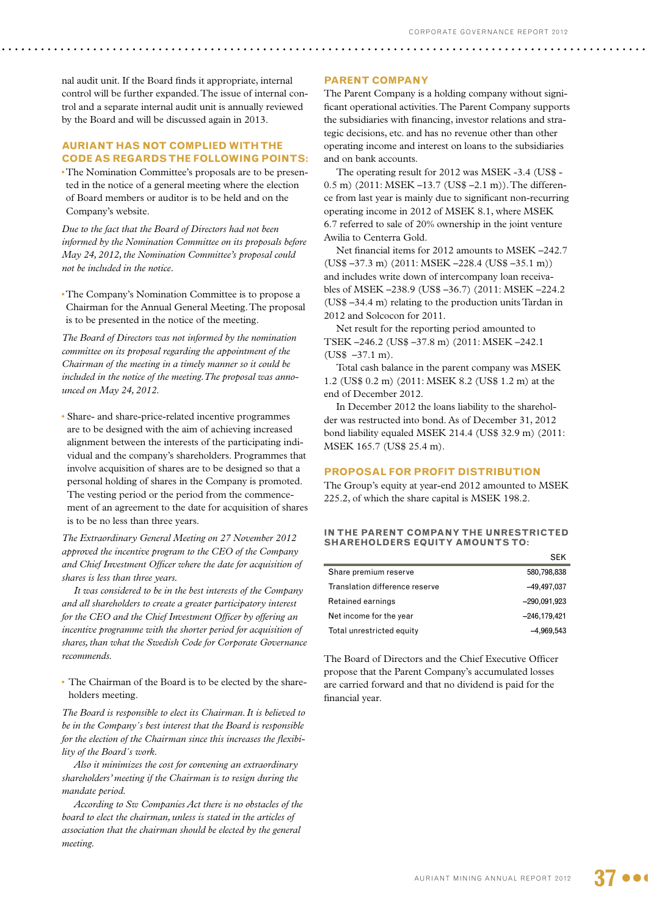nal audit unit. If the Board finds it appropriate, internal control will be further expanded. The issue of internal control and a separate internal audit unit is annually reviewed by the Board and will be discussed again in 2013.

## AURIANT HAS NOT COMPLIED WITH THE CODE AS REGARDS THE FOLLOWING POINTS:

- The Nomination Committee's proposals are to be presented in the notice of a general meeting where the election of Board members or auditor is to be held and on the Company's website.

*Due to the fact that the Board of Directors had not been informed by the Nomination Committee on its proposals before May 24, 2012, the Nomination Committee's proposal could not be included in the notice.*

- The Company's Nomination Committee is to propose a Chairman for the Annual General Meeting. The proposal is to be presented in the notice of the meeting.

*The Board of Directors was not informed by the nomination committee on its proposal regarding the appointment of the Chairman of the meeting in a timely manner so it could be included in the notice of the meeting. The proposal was announced on May 24, 2012.*

- Share- and share-price-related incentive programmes are to be designed with the aim of achieving increased alignment between the interests of the participating individual and the company's shareholders. Programmes that involve acquisition of shares are to be designed so that a personal holding of shares in the Company is promoted. The vesting period or the period from the commencement of an agreement to the date for acquisition of shares is to be no less than three years.

*The Extraordinary General Meeting on 27 November 2012 approved the incentive program to the CEO of the Company and Chief Investment Officer where the date for acquisition of shares is less than three years.*

*It was considered to be in the best interests of the Company and all shareholders to create a greater participatory interest for the CEO and the Chief Investment Officer by offering an incentive programme with the shorter period for acquisition of shares, than what the Swedish Code for Corporate Governance recommends.*

- The Chairman of the Board is to be elected by the shareholders meeting.

*The Board is responsible to elect its Chairman. It is believed to be in the Company's best interest that the Board is responsible for the election of the Chairman since this increases the flexibility of the Board's work.*

*Also it minimizes the cost for convening an extraordinary shareholders' meeting if the Chairman is to resign during the mandate period.*

*According to Sw Companies Act there is no obstacles of the board to elect the chairman, unless is stated in the articles of association that the chairman should be elected by the general meeting.*

## PARENT COMPANY

The Parent Company is a holding company without significant operational activities. The Parent Company supports the subsidiaries with financing, investor relations and strategic decisions, etc. and has no revenue other than other operating income and interest on loans to the subsidiaries and on bank accounts.

The operating result for 2012 was MSEK -3.4 (US$ -0.5 m) (2011: MSEK –13.7 (US$ –2.1 m)). The difference from last year is mainly due to significant non-recurring operating income in 2012 of MSEK 8.1, where MSEK 6.7 referred to sale of 20% ownership in the joint venture Awilia to Centerra Gold.

Net financial items for 2012 amounts to MSEK –242.7 (US$ –37.3 m) (2011: MSEK –228.4 (US$ –35.1 m)) and includes write down of intercompany loan receivables of MSEK –238.9 (US$ –36.7) (2011: MSEK –224.2 (US$ –34.4 m) relating to the production units Tardan in 2012 and Solcocon for 2011.

Net result for the reporting period amounted to TSEK –246.2 (US$ –37.8 m) (2011: MSEK –242.1 (US$ –37.1 m).

Total cash balance in the parent company was MSEK 1.2 (US$ 0.2 m) (2011: MSEK 8.2 (US$ 1.2 m) at the end of December 2012.

In December 2012 the loans liability to the shareholder was restructed into bond. As of December 31, 2012 bond liability equaled MSEK 214.4 (US$ 32.9 m) (2011: MSEK 165.7 (US$ 25.4 m).

## PROPOSAL FOR PROFIT DISTRIBUTION

The Group's equity at year-end 2012 amounted to MSEK 225.2, of which the share capital is MSEK 198.2.

### IN THE PARENT COMPANY THE UNRESTRICTED SHAREHOLDERS EQUITY AMOUNTS TO:

| | SEK |
|---|---|
| Share premium reserve | 580,798,838 |
| Translation difference reserve | –49,497,037 |
| Retained earnings | –290,091,923 |
| Net income for the year | –246,179,421 |
| Total unrestricted equity | –4,969,543 |

The Board of Directors and the Chief Executive Officer propose that the Parent Company's accumulated losses are carried forward and that no dividend is paid for the financial year.